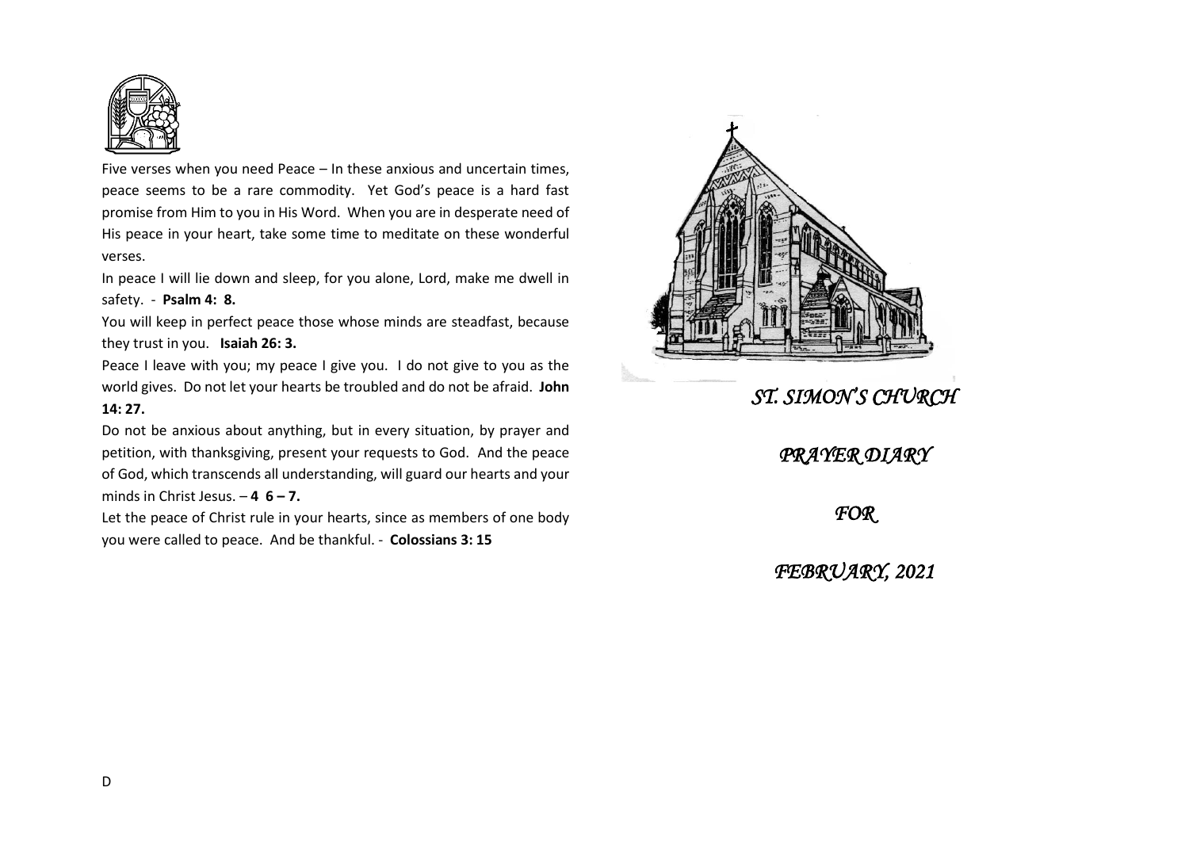Five verses when you need Peace – In these anxious and uncertain times, peace seems to be a rare commodity. Yet God's peace is a hard fast promise from Him to you in His Word. When you are in desperate need of His peace in your heart, take some time to meditate on these wonderful verses.

In peace I will lie down and sleep, for you alone, Lord, make me dwell in safety. - **Psalm 4: 8.**

You will keep in perfect peace those whose minds are steadfast, because they trust in you. **Isaiah 26: 3.**

Peace I leave with you; my peace I give you. I do not give to you as the world gives. Do not let your hearts be troubled and do not be afraid. **John 14: 27.**

Do not be anxious about anything, but in every situation, by prayer and petition, with thanksgiving, present your requests to God. And the peace of God, which transcends all understanding, will guard our hearts and your minds in Christ Jesus. – **4 6 – 7.**

Let the peace of Christ rule in your hearts, since as members of one body you were called to peace. And be thankful. - **Colossians 3: 15**

D

# *ST. SIMON'S CHURCH*

## *PRAYER DIARY*

## *FOR*

## *FEBRUARY, 2021*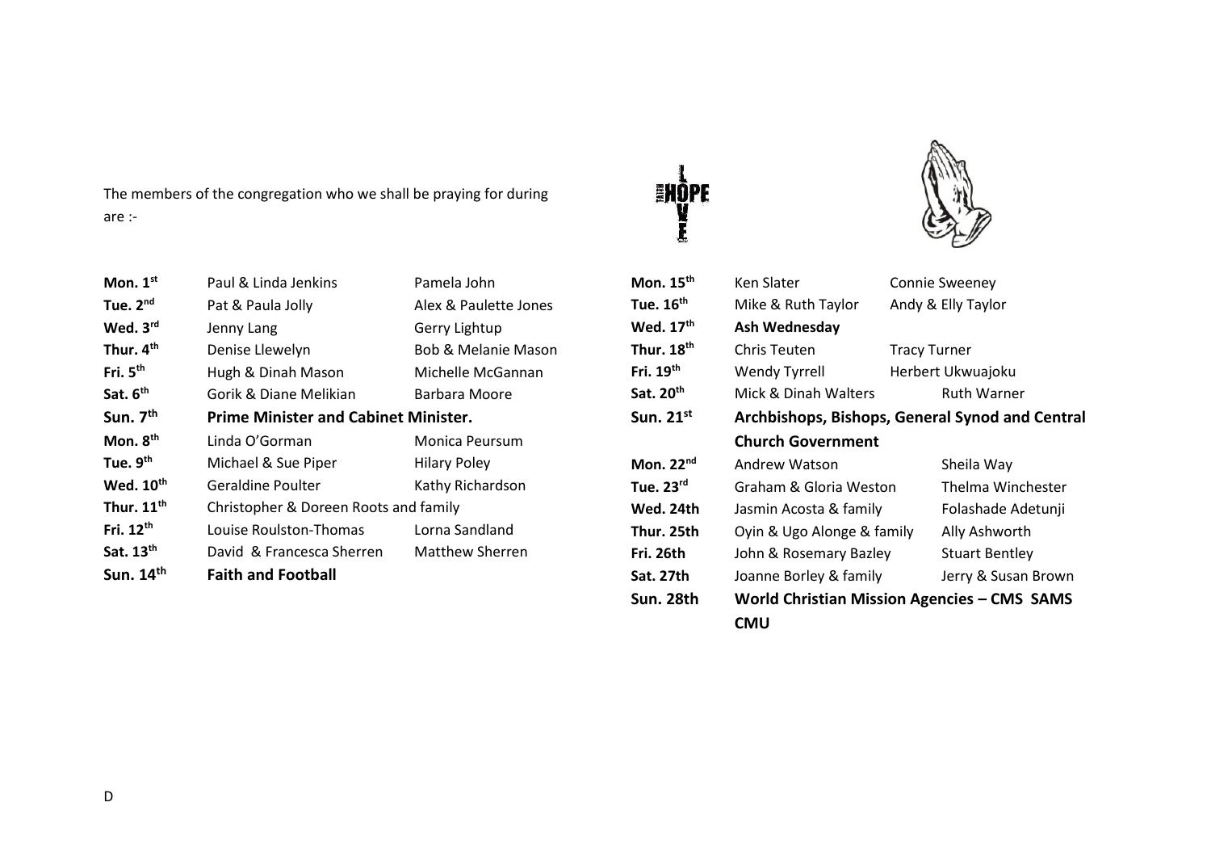The members of the congregation who we shall be praying for during are :-

| | | |
|---|---|---|
| **Mon. 1st** | Paul & Linda Jenkins | Pamela John |
| **Tue. 2nd** | Pat & Paula Jolly | Alex & Paulette Jones |
| **Wed. 3rd** | Jenny Lang | Gerry Lightup |
| **Thur. 4th** | Denise Llewelyn | Bob & Melanie Mason |
| **Fri. 5th** | Hugh & Dinah Mason | Michelle McGannan |
| **Sat. 6th** | Gorik & Diane Melikian | Barbara Moore |
| **Sun. 7th** | **Prime Minister and Cabinet Minister.** | |
| **Mon. 8th** | Linda O'Gorman | Monica Peursum |
| **Tue. 9th** | Michael & Sue Piper | Hilary Poley |
| **Wed. 10th** | Geraldine Poulter | Kathy Richardson |
| **Thur. 11th** | Christopher & Doreen Roots and family | |
| **Fri. 12th** | Louise Roulston-Thomas | Lorna Sandland |
| **Sat. 13th** | David & Francesca Sherren | Matthew Sherren |
| **Sun. 14th** | **Faith and Football** | |
| **Mon. 15th** | Ken Slater | Connie Sweeney |
| **Tue. 16th** | Mike & Ruth Taylor | Andy & Elly Taylor |
| **Wed. 17th** | **Ash Wednesday** | |
| **Thur. 18th** | Chris Teuten | Tracy Turner |
| **Fri. 19th** | Wendy Tyrrell | Herbert Ukwuajoku |
| **Sat. 20th** | Mick & Dinah Walters | Ruth Warner |
| **Sun. 21st** | **Archbishops, Bishops, General Synod and Central Church Government** | |
| **Mon. 22nd** | Andrew Watson | Sheila Way |
| **Tue. 23rd** | Graham & Gloria Weston | Thelma Winchester |
| **Wed. 24th** | Jasmin Acosta & family | Folashade Adetunji |
| **Thur. 25th** | Oyin & Ugo Alonge & family | Ally Ashworth |
| **Fri. 26th** | John & Rosemary Bazley | Stuart Bentley |
| **Sat. 27th** | Joanne Borley & family | Jerry & Susan Brown |
| **Sun. 28th** | **World Christian Mission Agencies – CMS SAMS CMU** | |

D